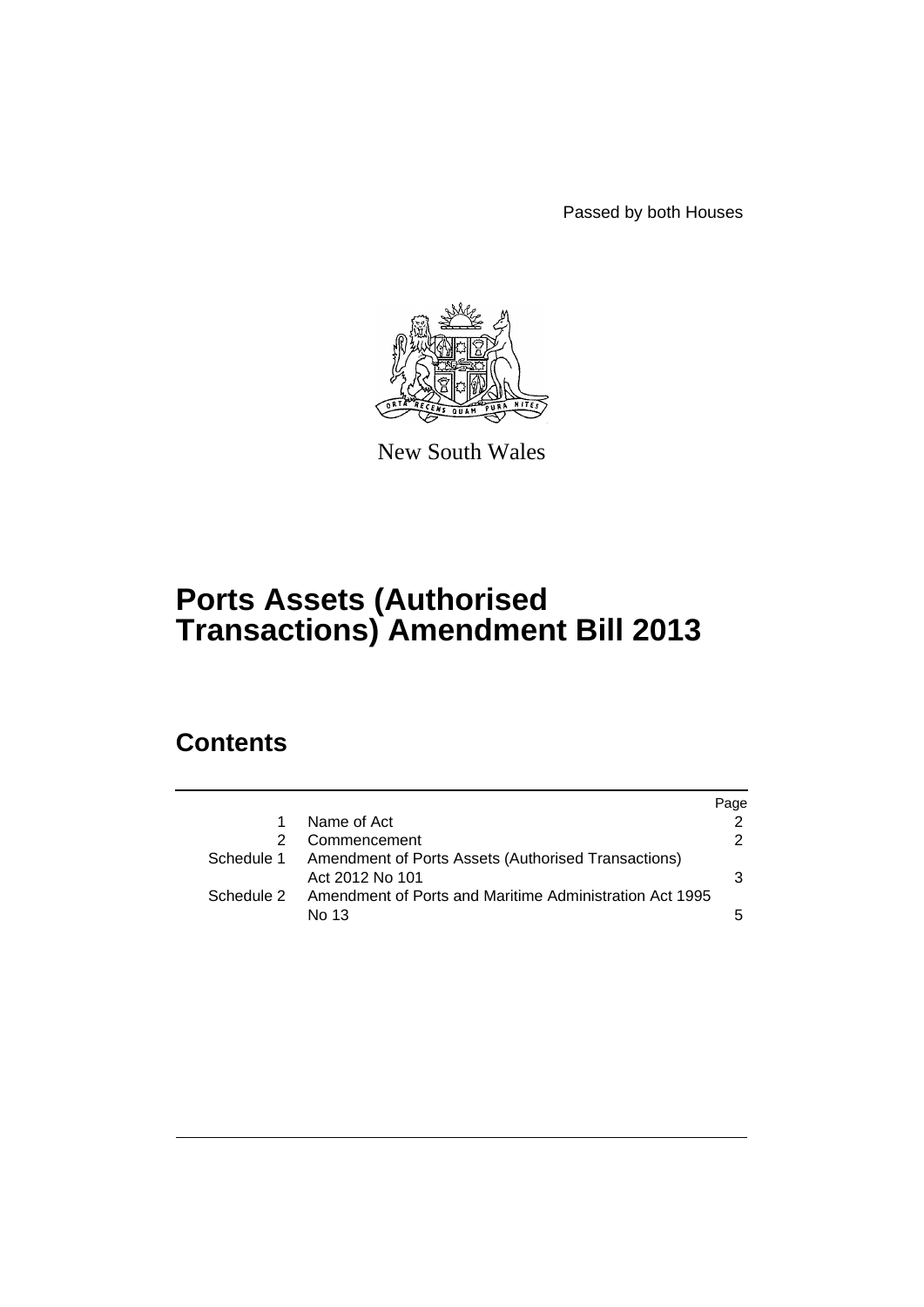Passed by both Houses

New South Wales

# Ports Assets (Authorised Transactions) Amendment Bill 2013

## Contents

| | | Page |
|---|---|---|
| 1 | Name of Act | 2 |
| 2 | Commencement | 2 |
| Schedule 1 | Amendment of Ports Assets (Authorised Transactions) Act 2012 No 101 | 3 |
| Schedule 2 | Amendment of Ports and Maritime Administration Act 1995 No 13 | 5 |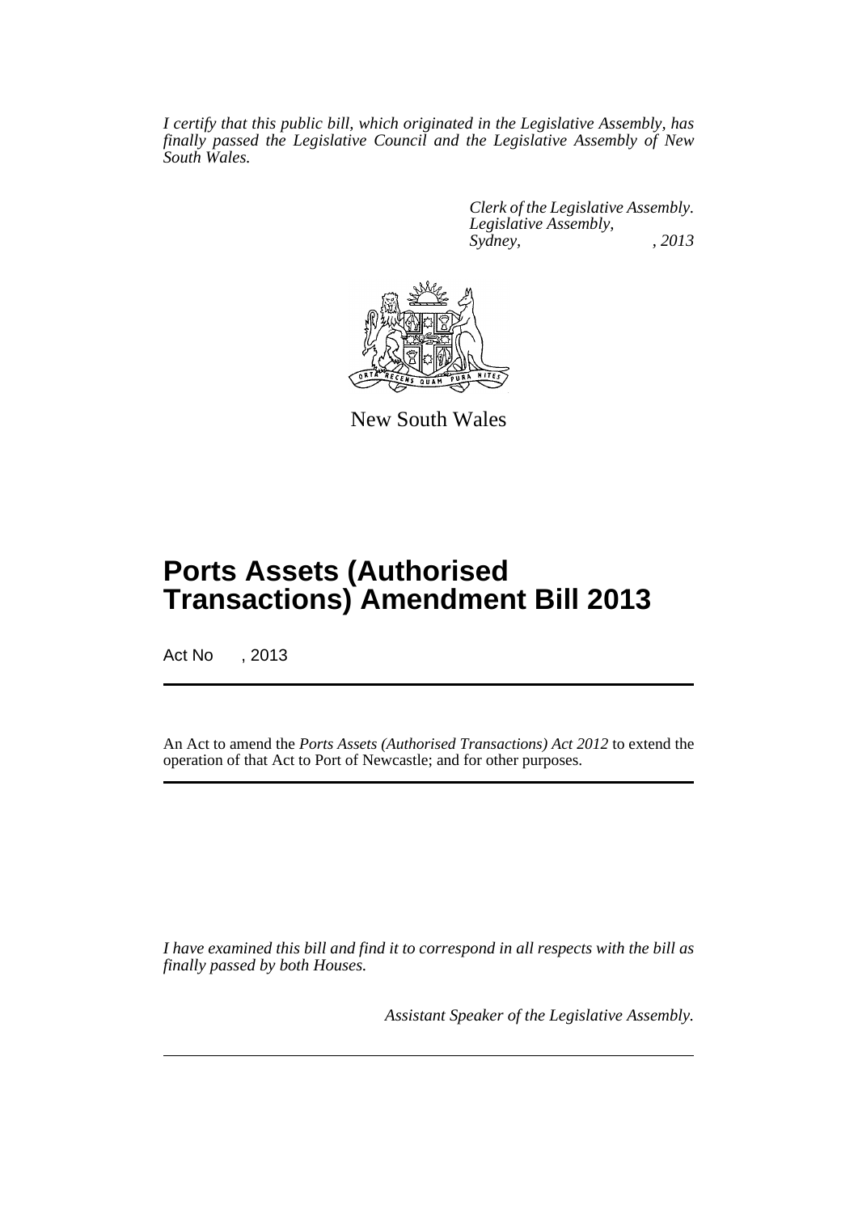*I certify that this public bill, which originated in the Legislative Assembly, has finally passed the Legislative Council and the Legislative Assembly of New South Wales.*

*Clerk of the Legislative Assembly.*
*Legislative Assembly,*
*Sydney, , 2013*

New South Wales

# Ports Assets (Authorised Transactions) Amendment Bill 2013

Act No , 2013

An Act to amend the *Ports Assets (Authorised Transactions) Act 2012* to extend the operation of that Act to Port of Newcastle; and for other purposes.

*I have examined this bill and find it to correspond in all respects with the bill as finally passed by both Houses.*

*Assistant Speaker of the Legislative Assembly.*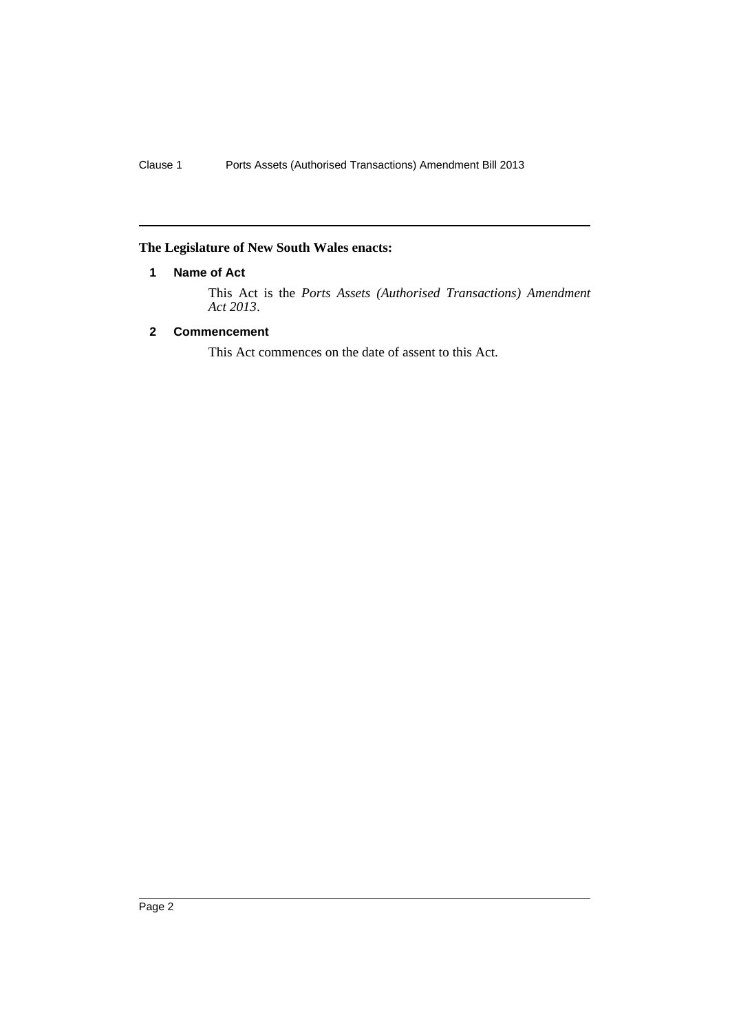**The Legislature of New South Wales enacts:**

### 1 Name of Act

This Act is the *Ports Assets (Authorised Transactions) Amendment Act 2013*.

### 2 Commencement

This Act commences on the date of assent to this Act.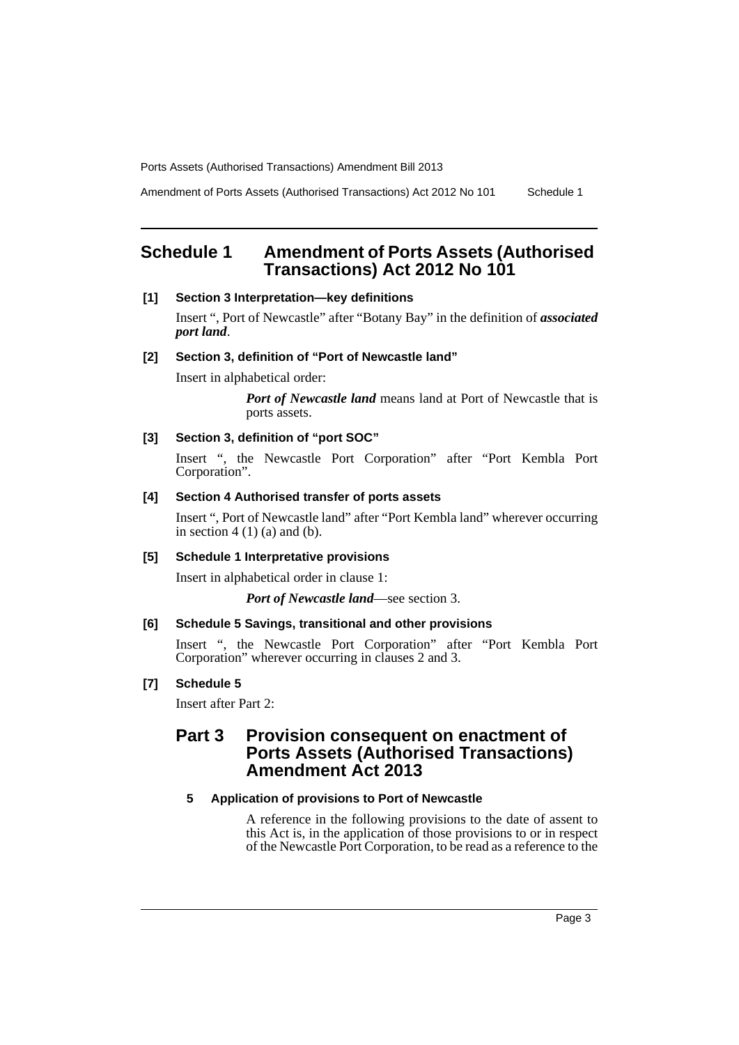# Schedule 1 Amendment of Ports Assets (Authorised Transactions) Act 2012 No 101

### [1] Section 3 Interpretation—key definitions

Insert ", Port of Newcastle" after "Botany Bay" in the definition of ***associated port land***.

### [2] Section 3, definition of "Port of Newcastle land"

Insert in alphabetical order:

> ***Port of Newcastle land*** means land at Port of Newcastle that is ports assets.

### [3] Section 3, definition of "port SOC"

Insert ", the Newcastle Port Corporation" after "Port Kembla Port Corporation".

### [4] Section 4 Authorised transfer of ports assets

Insert ", Port of Newcastle land" after "Port Kembla land" wherever occurring in section 4 (1) (a) and (b).

### [5] Schedule 1 Interpretative provisions

Insert in alphabetical order in clause 1:

> ***Port of Newcastle land***—see section 3.

### [6] Schedule 5 Savings, transitional and other provisions

Insert ", the Newcastle Port Corporation" after "Port Kembla Port Corporation" wherever occurring in clauses 2 and 3.

### [7] Schedule 5

Insert after Part 2:

## Part 3 Provision consequent on enactment of Ports Assets (Authorised Transactions) Amendment Act 2013

#### 5 Application of provisions to Port of Newcastle

A reference in the following provisions to the date of assent to this Act is, in the application of those provisions to or in respect of the Newcastle Port Corporation, to be read as a reference to the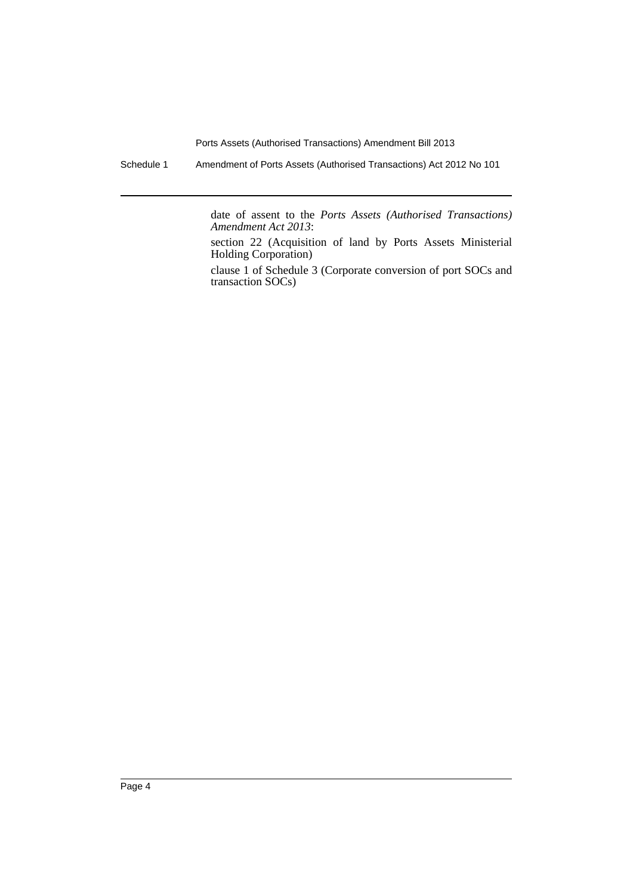date of assent to the *Ports Assets (Authorised Transactions) Amendment Act 2013*:

section 22 (Acquisition of land by Ports Assets Ministerial Holding Corporation)

clause 1 of Schedule 3 (Corporate conversion of port SOCs and transaction SOCs)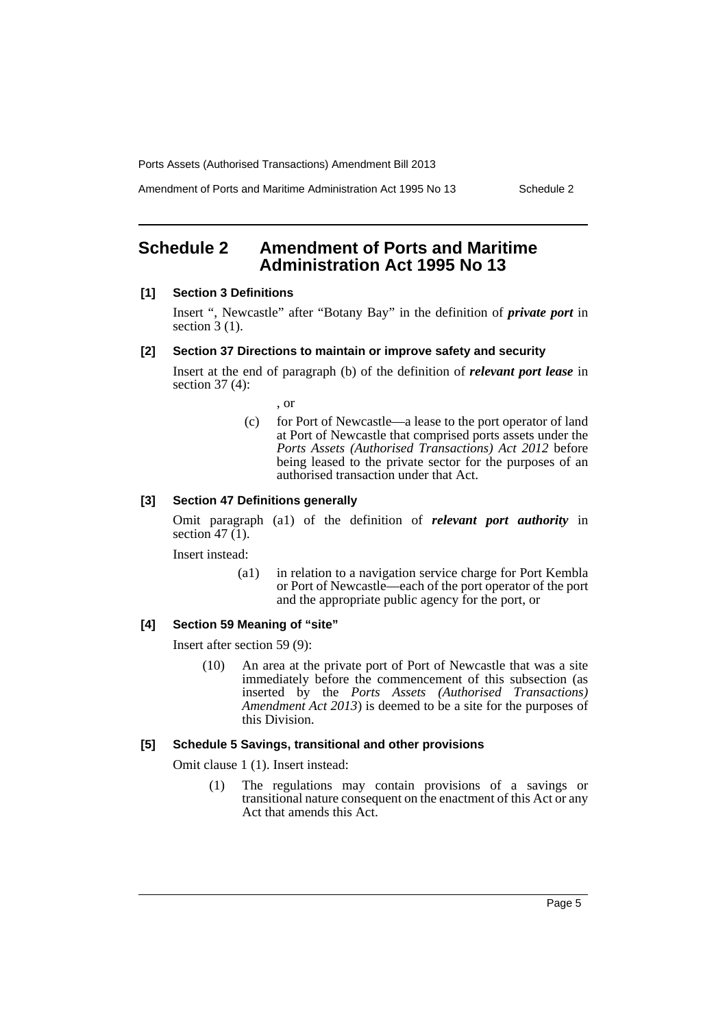# Schedule 2 Amendment of Ports and Maritime Administration Act 1995 No 13

## [1] Section 3 Definitions

Insert ", Newcastle" after "Botany Bay" in the definition of ***private port*** in section 3 (1).

## [2] Section 37 Directions to maintain or improve safety and security

Insert at the end of paragraph (b) of the definition of ***relevant port lease*** in section 37 (4):

> , or
>
> (c) for Port of Newcastle—a lease to the port operator of land at Port of Newcastle that comprised ports assets under the *Ports Assets (Authorised Transactions) Act 2012* before being leased to the private sector for the purposes of an authorised transaction under that Act.

## [3] Section 47 Definitions generally

Omit paragraph (a1) of the definition of ***relevant port authority*** in section 47 (1).

Insert instead:

> (a1) in relation to a navigation service charge for Port Kembla or Port of Newcastle—each of the port operator of the port and the appropriate public agency for the port, or

## [4] Section 59 Meaning of "site"

Insert after section 59 (9):

> (10) An area at the private port of Port of Newcastle that was a site immediately before the commencement of this subsection (as inserted by the *Ports Assets (Authorised Transactions) Amendment Act 2013*) is deemed to be a site for the purposes of this Division.

## [5] Schedule 5 Savings, transitional and other provisions

Omit clause 1 (1). Insert instead:

> (1) The regulations may contain provisions of a savings or transitional nature consequent on the enactment of this Act or any Act that amends this Act.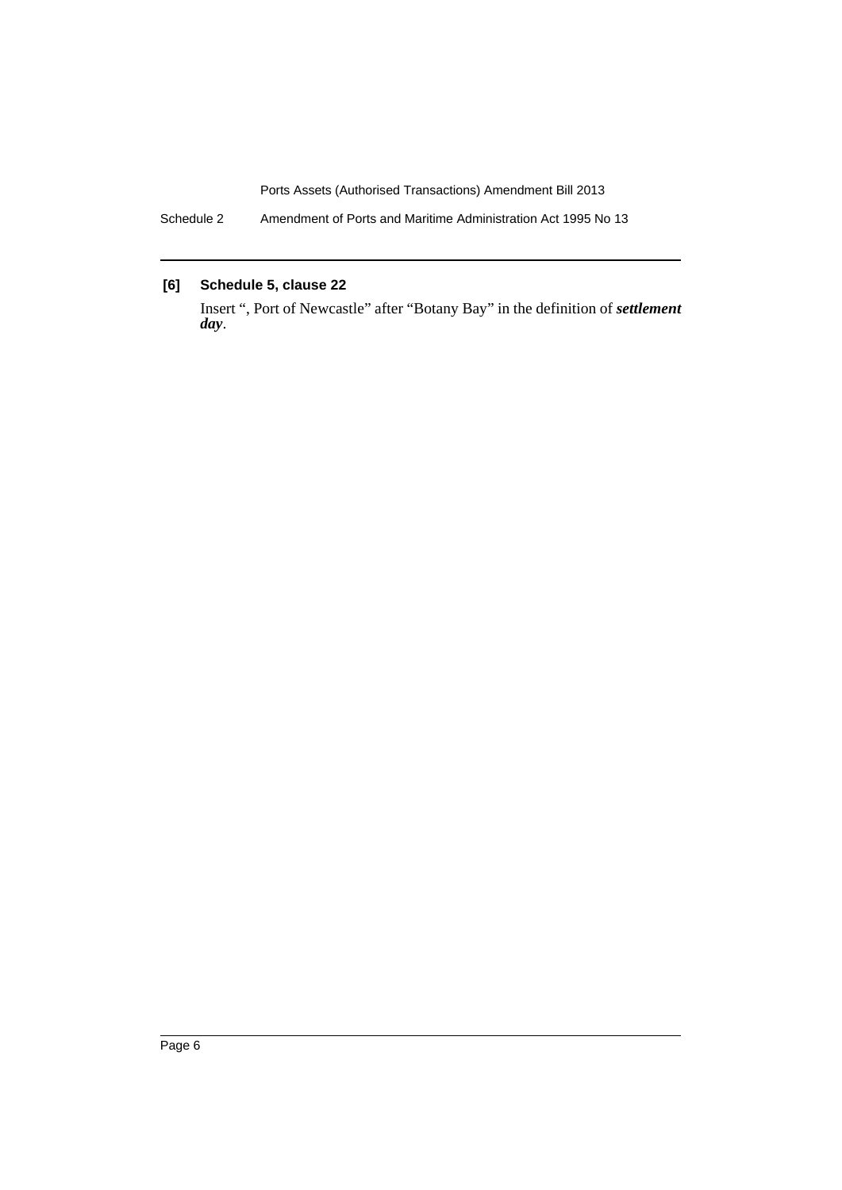**[6] Schedule 5, clause 22**

Insert ", Port of Newcastle" after "Botany Bay" in the definition of ***settlement day***.